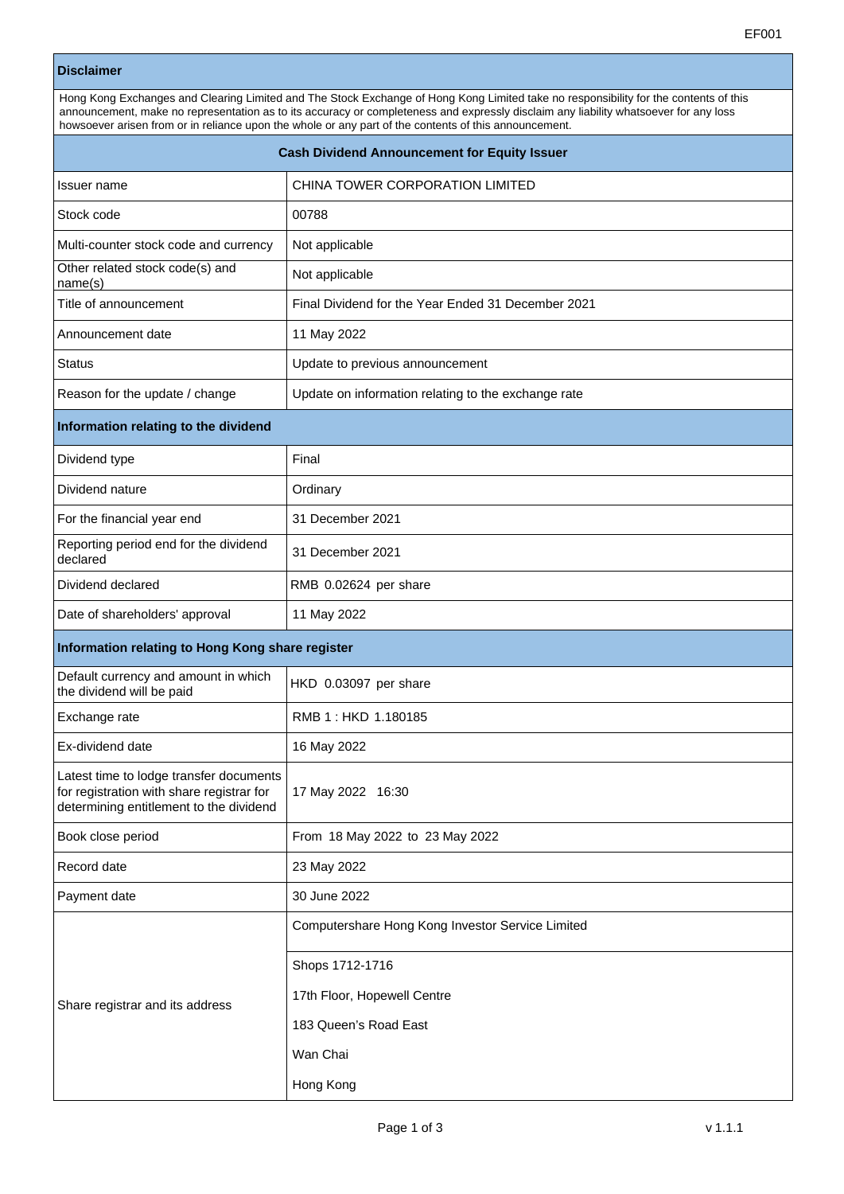EF001

| **Disclaimer** | |
|---|---|
| Hong Kong Exchanges and Clearing Limited and The Stock Exchange of Hong Kong Limited take no responsibility for the contents of this announcement, make no representation as to its accuracy or completeness and expressly disclaim any liability whatsoever for any loss howsoever arisen from or in reliance upon the whole or any part of the contents of this announcement. | |
| **Cash Dividend Announcement for Equity Issuer** | |
| Issuer name | CHINA TOWER CORPORATION LIMITED |
| Stock code | 00788 |
| Multi-counter stock code and currency | Not applicable |
| Other related stock code(s) and name(s) | Not applicable |
| Title of announcement | Final Dividend for the Year Ended 31 December 2021 |
| Announcement date | 11 May 2022 |
| Status | Update to previous announcement |
| Reason for the update / change | Update on information relating to the exchange rate |
| **Information relating to the dividend** | |
| Dividend type | Final |
| Dividend nature | Ordinary |
| For the financial year end | 31 December 2021 |
| Reporting period end for the dividend declared | 31 December 2021 |
| Dividend declared | RMB 0.02624 per share |
| Date of shareholders' approval | 11 May 2022 |
| **Information relating to Hong Kong share register** | |
| Default currency and amount in which the dividend will be paid | HKD 0.03097 per share |
| Exchange rate | RMB 1 : HKD 1.180185 |
| Ex-dividend date | 16 May 2022 |
| Latest time to lodge transfer documents for registration with share registrar for determining entitlement to the dividend | 17 May 2022 16:30 |
| Book close period | From 18 May 2022 to 23 May 2022 |
| Record date | 23 May 2022 |
| Payment date | 30 June 2022 |
| Share registrar and its address | Computershare Hong Kong Investor Service Limited<br>Shops 1712-1716<br>17th Floor, Hopewell Centre<br>183 Queen's Road East<br>Wan Chai<br>Hong Kong |

v 1.1.1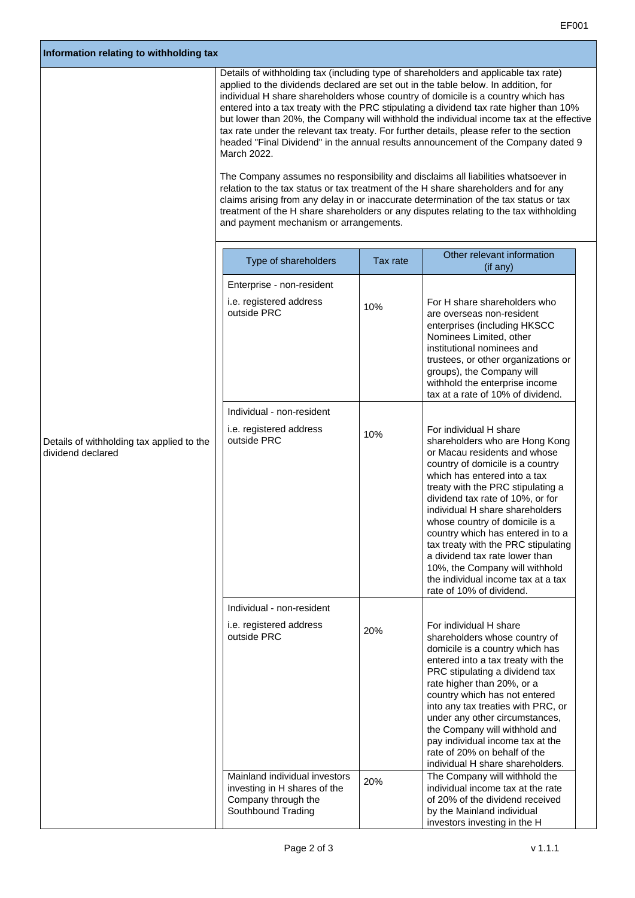## Information relating to withholding tax

**Details of withholding tax applied to the dividend declared**

Details of withholding tax (including type of shareholders and applicable tax rate) applied to the dividends declared are set out in the table below. In addition, for individual H share shareholders whose country of domicile is a country which has entered into a tax treaty with the PRC stipulating a dividend tax rate higher than 10% but lower than 20%, the Company will withhold the individual income tax at the effective tax rate under the relevant tax treaty. For further details, please refer to the section headed "Final Dividend" in the annual results announcement of the Company dated 9 March 2022.

The Company assumes no responsibility and disclaims all liabilities whatsoever in relation to the tax status or tax treatment of the H share shareholders and for any claims arising from any delay in or inaccurate determination of the tax status or tax treatment of the H share shareholders or any disputes relating to the tax withholding and payment mechanism or arrangements.

| Type of shareholders | Tax rate | Other relevant information (if any) |
| --- | --- | --- |
| Enterprise - non-resident<br>i.e. registered address outside PRC | 10% | For H share shareholders who are overseas non-resident enterprises (including HKSCC Nominees Limited, other institutional nominees and trustees, or other organizations or groups), the Company will withhold the enterprise income tax at a rate of 10% of dividend. |
| Individual - non-resident<br>i.e. registered address outside PRC | 10% | For individual H share shareholders who are Hong Kong or Macau residents and whose country of domicile is a country which has entered into a tax treaty with the PRC stipulating a dividend tax rate of 10%, or for individual H share shareholders whose country of domicile is a country which has entered in to a tax treaty with the PRC stipulating a dividend tax rate lower than 10%, the Company will withhold the individual income tax at a tax rate of 10% of dividend. |
| Individual - non-resident<br>i.e. registered address outside PRC | 20% | For individual H share shareholders whose country of domicile is a country which has entered into a tax treaty with the PRC stipulating a dividend tax rate higher than 20%, or a country which has not entered into any tax treaties with PRC, or under any other circumstances, the Company will withhold and pay individual income tax at the rate of 20% on behalf of the individual H share shareholders. |
| Mainland individual investors investing in H shares of the Company through the Southbound Trading | 20% | The Company will withhold the individual income tax at the rate of 20% of the dividend received by the Mainland individual investors investing in the H |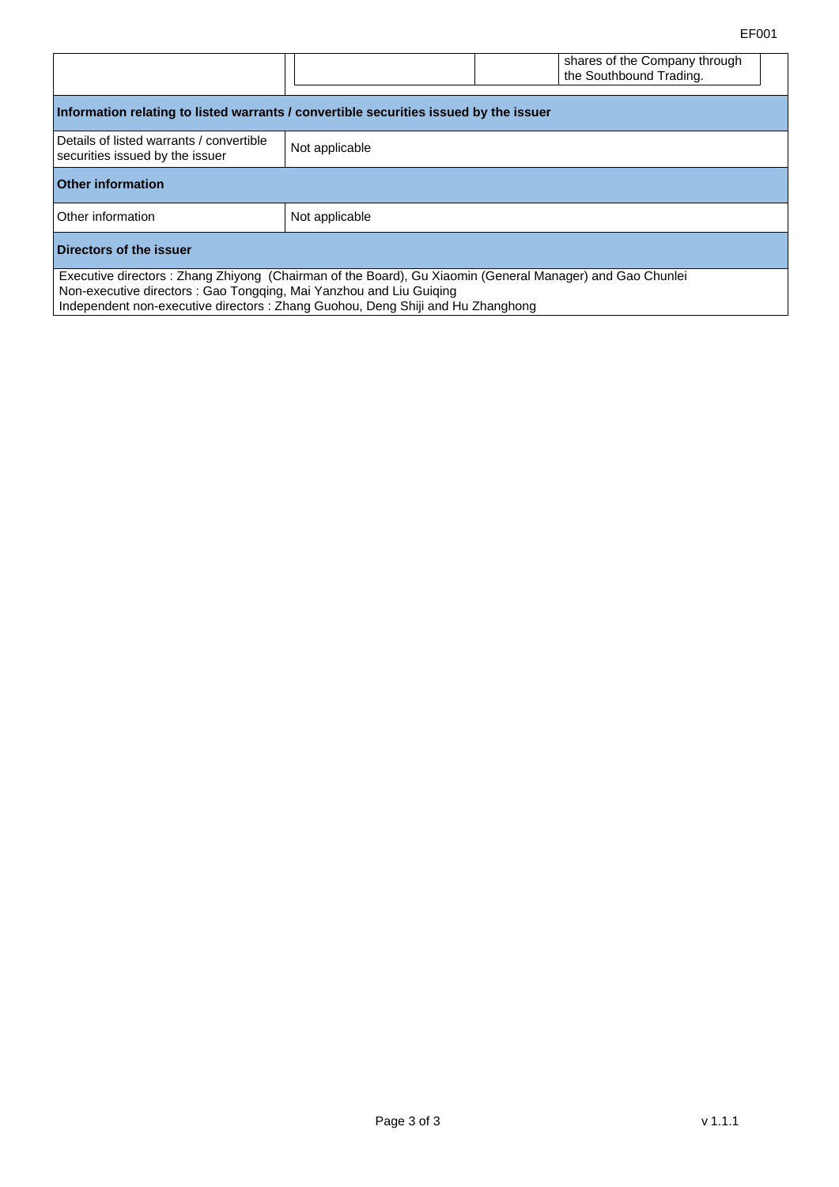| | | | |
|---|---|---|---|
| | | | shares of the Company through the Southbound Trading. |

## Information relating to listed warrants / convertible securities issued by the issuer

| | |
|---|---|
| Details of listed warrants / convertible securities issued by the issuer | Not applicable |

## Other information

| | |
|---|---|
| Other information | Not applicable |

## Directors of the issuer

Executive directors : Zhang Zhiyong (Chairman of the Board), Gu Xiaomin (General Manager) and Gao Chunlei
Non-executive directors : Gao Tongqing, Mai Yanzhou and Liu Guiqing
Independent non-executive directors : Zhang Guohou, Deng Shiji and Hu Zhanghong